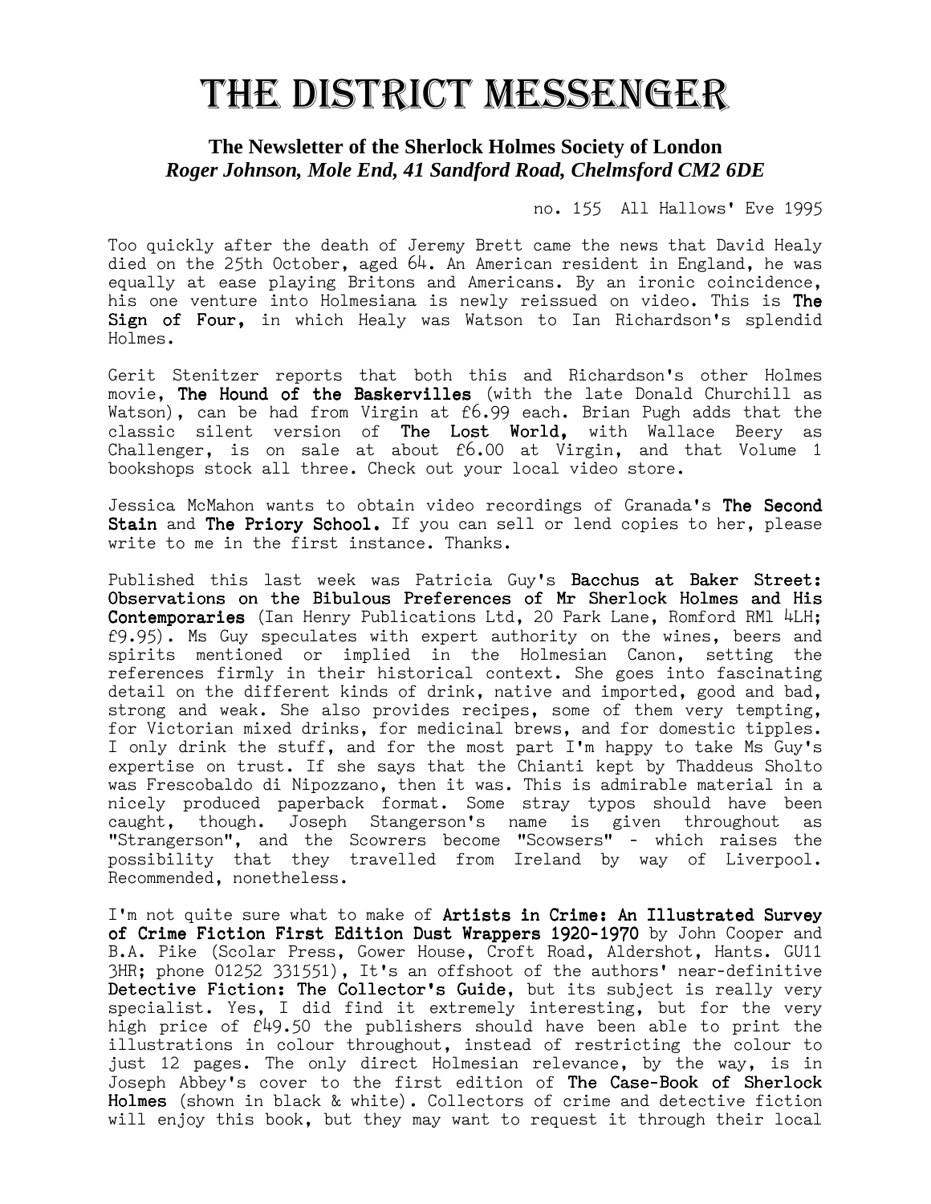# THE DISTRICT MESSENGER

## The Newsletter of the Sherlock Holmes Society of London
***Roger Johnson, Mole End, 41 Sandford Road, Chelmsford CM2 6DE***

no. 155 All Hallows' Eve 1995

Too quickly after the death of Jeremy Brett came the news that David Healy died on the 25th October, aged 64. An American resident in England, he was equally at ease playing Britons and Americans. By an ironic coincidence, his one venture into Holmesiana is newly reissued on video. This is **The Sign of Four,** in which Healy was Watson to Ian Richardson's splendid Holmes.

Gerit Stenitzer reports that both this and Richardson's other Holmes movie, **The Hound of the Baskervilles** (with the late Donald Churchill as Watson), can be had from Virgin at £6.99 each. Brian Pugh adds that the classic silent version of **The Lost World,** with Wallace Beery as Challenger, is on sale at about £6.00 at Virgin, and that Volume 1 bookshops stock all three. Check out your local video store.

Jessica McMahon wants to obtain video recordings of Granada's **The Second Stain** and **The Priory School.** If you can sell or lend copies to her, please write to me in the first instance. Thanks.

Published this last week was Patricia Guy's **Bacchus at Baker Street: Observations on the Bibulous Preferences of Mr Sherlock Holmes and His Contemporaries** (Ian Henry Publications Ltd, 20 Park Lane, Romford RM1 4LH; £9.95). Ms Guy speculates with expert authority on the wines, beers and spirits mentioned or implied in the Holmesian Canon, setting the references firmly in their historical context. She goes into fascinating detail on the different kinds of drink, native and imported, good and bad, strong and weak. She also provides recipes, some of them very tempting, for Victorian mixed drinks, for medicinal brews, and for domestic tipples. I only drink the stuff, and for the most part I'm happy to take Ms Guy's expertise on trust. If she says that the Chianti kept by Thaddeus Sholto was Frescobaldo di Nipozzano, then it was. This is admirable material in a nicely produced paperback format. Some stray typos should have been caught, though. Joseph Stangerson's name is given throughout as "Strangerson", and the Scowrers become "Scowsers" - which raises the possibility that they travelled from Ireland by way of Liverpool. Recommended, nonetheless.

I'm not quite sure what to make of **Artists in Crime: An Illustrated Survey of Crime Fiction First Edition Dust Wrappers 1920-1970** by John Cooper and B.A. Pike (Scolar Press, Gower House, Croft Road, Aldershot, Hants. GU11 3HR; phone 01252 331551), It's an offshoot of the authors' near-definitive **Detective Fiction: The Collector's Guide**, but its subject is really very specialist. Yes, I did find it extremely interesting, but for the very high price of £49.50 the publishers should have been able to print the illustrations in colour throughout, instead of restricting the colour to just 12 pages. The only direct Holmesian relevance, by the way, is in Joseph Abbey's cover to the first edition of **The Case-Book of Sherlock Holmes** (shown in black & white). Collectors of crime and detective fiction will enjoy this book, but they may want to request it through their local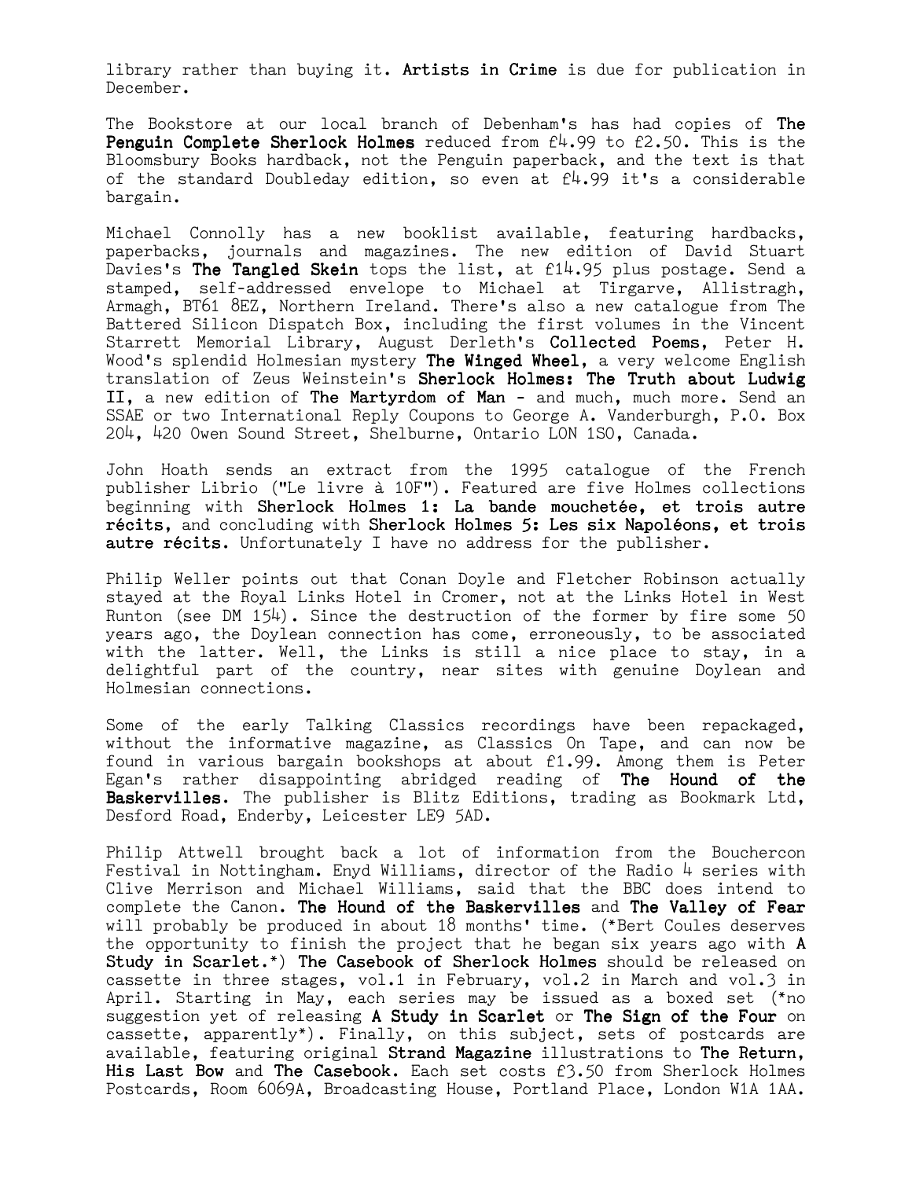library rather than buying it. **Artists in Crime** is due for publication in December.

The Bookstore at our local branch of Debenham's has had copies of **The Penguin Complete Sherlock Holmes** reduced from £4.99 to £2.50. This is the Bloomsbury Books hardback, not the Penguin paperback, and the text is that of the standard Doubleday edition, so even at £4.99 it's a considerable bargain.

Michael Connolly has a new booklist available, featuring hardbacks, paperbacks, journals and magazines. The new edition of David Stuart Davies's **The Tangled Skein** tops the list, at £14.95 plus postage. Send a stamped, self-addressed envelope to Michael at Tirgarve, Allistragh, Armagh, BT61 8EZ, Northern Ireland. There's also a new catalogue from The Battered Silicon Dispatch Box, including the first volumes in the Vincent Starrett Memorial Library, August Derleth's **Collected Poems**, Peter H. Wood's splendid Holmesian mystery **The Winged Wheel**, a very welcome English translation of Zeus Weinstein's **Sherlock Holmes: The Truth about Ludwig II**, a new edition of **The Martyrdom of Man** - and much, much more. Send an SSAE or two International Reply Coupons to George A. Vanderburgh, P.O. Box 204, 420 Owen Sound Street, Shelburne, Ontario L0N 1S0, Canada.

John Hoath sends an extract from the 1995 catalogue of the French publisher Librio ("Le livre à 10F"). Featured are five Holmes collections beginning with **Sherlock Holmes 1: La bande mouchetée, et trois autre récits**, and concluding with **Sherlock Holmes 5: Les six Napoléons, et trois autre récits**. Unfortunately I have no address for the publisher.

Philip Weller points out that Conan Doyle and Fletcher Robinson actually stayed at the Royal Links Hotel in Cromer, not at the Links Hotel in West Runton (see DM 154). Since the destruction of the former by fire some 50 years ago, the Doylean connection has come, erroneously, to be associated with the latter. Well, the Links is still a nice place to stay, in a delightful part of the country, near sites with genuine Doylean and Holmesian connections.

Some of the early Talking Classics recordings have been repackaged, without the informative magazine, as Classics On Tape, and can now be found in various bargain bookshops at about £1.99. Among them is Peter Egan's rather disappointing abridged reading of **The Hound of the Baskervilles**. The publisher is Blitz Editions, trading as Bookmark Ltd, Desford Road, Enderby, Leicester LE9 5AD.

Philip Attwell brought back a lot of information from the Bouchercon Festival in Nottingham. Enyd Williams, director of the Radio 4 series with Clive Merrison and Michael Williams, said that the BBC does intend to complete the Canon. **The Hound of the Baskervilles** and **The Valley of Fear** will probably be produced in about 18 months' time. (*Bert Coules deserves the opportunity to finish the project that he began six years ago with **A Study in Scarlet**.*) **The Casebook of Sherlock Holmes** should be released on cassette in three stages, vol.1 in February, vol.2 in March and vol.3 in April. Starting in May, each series may be issued as a boxed set (*no suggestion yet of releasing **A Study in Scarlet** or **The Sign of the Four** on cassette, apparently*). Finally, on this subject, sets of postcards are available, featuring original **Strand Magazine** illustrations to **The Return**, **His Last Bow** and **The Casebook**. Each set costs £3.50 from Sherlock Holmes Postcards, Room 6069A, Broadcasting House, Portland Place, London W1A 1AA.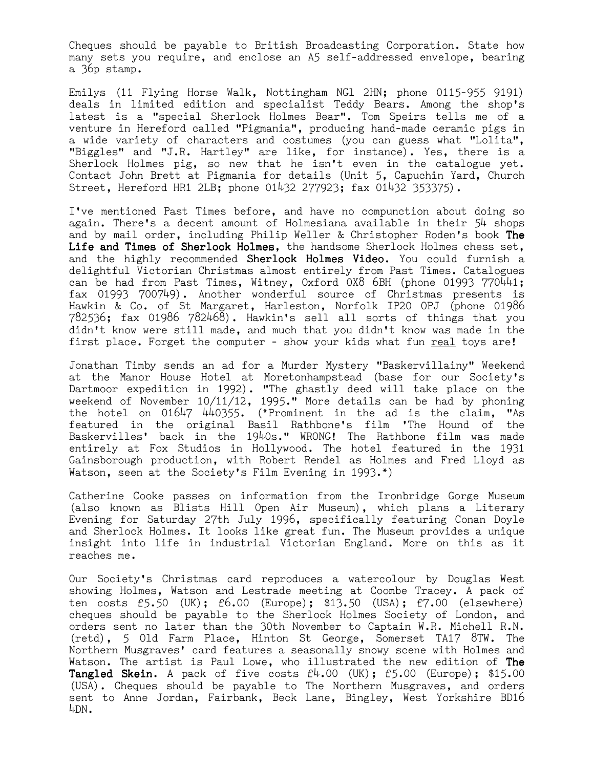Cheques should be payable to British Broadcasting Corporation. State how many sets you require, and enclose an A5 self-addressed envelope, bearing a 36p stamp.

Emilys (11 Flying Horse Walk, Nottingham NG1 2HN; phone 0115-955 9191) deals in limited edition and specialist Teddy Bears. Among the shop's latest is a "special Sherlock Holmes Bear". Tom Speirs tells me of a venture in Hereford called "Pigmania", producing hand-made ceramic pigs in a wide variety of characters and costumes (you can guess what "Lolita", "Biggles" and "J.R. Hartley" are like, for instance). Yes, there is a Sherlock Holmes pig, so new that he isn't even in the catalogue yet. Contact John Brett at Pigmania for details (Unit 5, Capuchin Yard, Church Street, Hereford HR1 2LB; phone 01432 277923; fax 01432 353375).

I've mentioned Past Times before, and have no compunction about doing so again. There's a decent amount of Holmesiana available in their 54 shops and by mail order, including Philip Weller & Christopher Roden's book **The Life and Times of Sherlock Holmes**, the handsome Sherlock Holmes chess set, and the highly recommended **Sherlock Holmes Video**. You could furnish a delightful Victorian Christmas almost entirely from Past Times. Catalogues can be had from Past Times, Witney, Oxford OX8 6BH (phone 01993 770441; fax 01993 700749). Another wonderful source of Christmas presents is Hawkin & Co. of St Margaret, Harleston, Norfolk IP20 0PJ (phone 01986 782536; fax 01986 782468). Hawkin's sell all sorts of things that you didn't know were still made, and much that you didn't know was made in the first place. Forget the computer - show your kids what fun <u>real</u> toys are!

Jonathan Timby sends an ad for a Murder Mystery "Baskervillainy" Weekend at the Manor House Hotel at Moretonhampstead (base for our Society's Dartmoor expedition in 1992). "The ghastly deed will take place on the weekend of November 10/11/12, 1995." More details can be had by phoning the hotel on 01647 440355. (*Prominent in the ad is the claim, "As featured in the original Basil Rathbone's film 'The Hound of the Baskervilles' back in the 1940s." WRONG! The Rathbone film was made entirely at Fox Studios in Hollywood. The hotel featured in the 1931 Gainsborough production, with Robert Rendel as Holmes and Fred Lloyd as Watson, seen at the Society's Film Evening in 1993.*)

Catherine Cooke passes on information from the Ironbridge Gorge Museum (also known as Blists Hill Open Air Museum), which plans a Literary Evening for Saturday 27th July 1996, specifically featuring Conan Doyle and Sherlock Holmes. It looks like great fun. The Museum provides a unique insight into life in industrial Victorian England. More on this as it reaches me.

Our Society's Christmas card reproduces a watercolour by Douglas West showing Holmes, Watson and Lestrade meeting at Coombe Tracey. A pack of ten costs £5.50 (UK); £6.00 (Europe); $13.50 (USA); £7.00 (elsewhere) cheques should be payable to the Sherlock Holmes Society of London, and orders sent no later than the 30th November to Captain W.R. Michell R.N. (retd), 5 Old Farm Place, Hinton St George, Somerset TA17 8TW. The Northern Musgraves' card features a seasonally snowy scene with Holmes and Watson. The artist is Paul Lowe, who illustrated the new edition of **The Tangled Skein**. A pack of five costs £4.00 (UK); £5.00 (Europe); $15.00 (USA). Cheques should be payable to The Northern Musgraves, and orders sent to Anne Jordan, Fairbank, Beck Lane, Bingley, West Yorkshire BD16 4DN.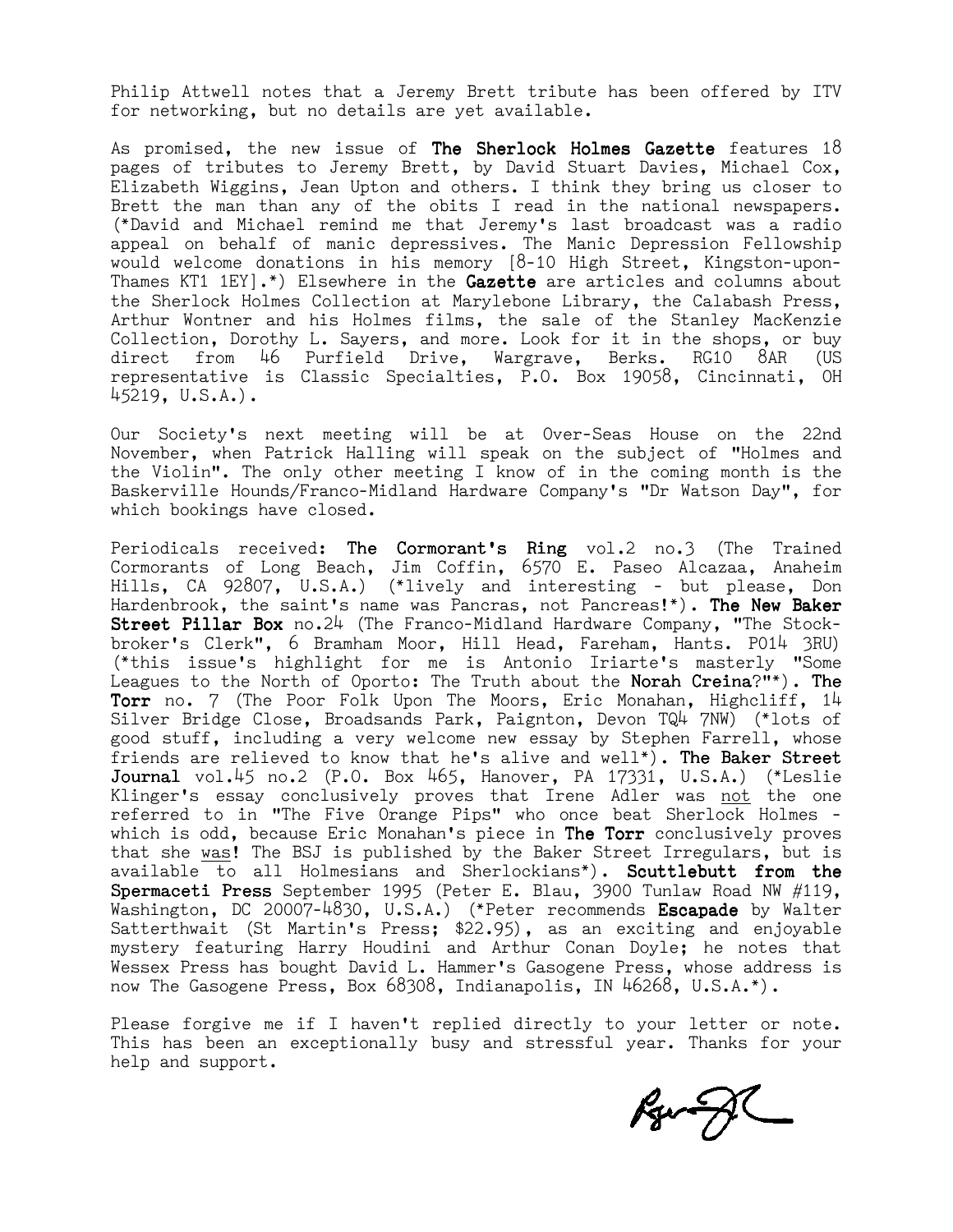Philip Attwell notes that a Jeremy Brett tribute has been offered by ITV for networking, but no details are yet available.

As promised, the new issue of **The Sherlock Holmes Gazette** features 18 pages of tributes to Jeremy Brett, by David Stuart Davies, Michael Cox, Elizabeth Wiggins, Jean Upton and others. I think they bring us closer to Brett the man than any of the obits I read in the national newspapers. (*David and Michael remind me that Jeremy's last broadcast was a radio appeal on behalf of manic depressives. The Manic Depression Fellowship would welcome donations in his memory [8-10 High Street, Kingston-upon-Thames KT1 1EY].*) Elsewhere in the **Gazette** are articles and columns about the Sherlock Holmes Collection at Marylebone Library, the Calabash Press, Arthur Wontner and his Holmes films, the sale of the Stanley MacKenzie Collection, Dorothy L. Sayers, and more. Look for it in the shops, or buy direct from 46 Purfield Drive, Wargrave, Berks. RG10 8AR (US representative is Classic Specialties, P.O. Box 19058, Cincinnati, OH 45219, U.S.A.).

Our Society's next meeting will be at Over-Seas House on the 22nd November, when Patrick Halling will speak on the subject of "Holmes and the Violin". The only other meeting I know of in the coming month is the Baskerville Hounds/Franco-Midland Hardware Company's "Dr Watson Day", for which bookings have closed.

Periodicals received: **The Cormorant's Ring** vol.2 no.3 (The Trained Cormorants of Long Beach, Jim Coffin, 6570 E. Paseo Alcazaa, Anaheim Hills, CA 92807, U.S.A.) (*lively and interesting - but please, Don Hardenbrook, the saint's name was Pancras, not Pancreas!*). **The New Baker Street Pillar Box** no.24 (The Franco-Midland Hardware Company, "The Stock-broker's Clerk", 6 Bramham Moor, Hill Head, Fareham, Hants. PO14 3RU) (*this issue's highlight for me is Antonio Iriarte's masterly "Some Leagues to the North of Oporto: The Truth about the **Norah Creina**?"*). **The Torr** no. 7 (The Poor Folk Upon The Moors, Eric Monahan, Highcliff, 14 Silver Bridge Close, Broadsands Park, Paignton, Devon TQ4 7NW) (*lots of good stuff, including a very welcome new essay by Stephen Farrell, whose friends are relieved to know that he's alive and well*). **The Baker Street Journal** vol.45 no.2 (P.O. Box 465, Hanover, PA 17331, U.S.A.) (*Leslie Klinger's essay conclusively proves that Irene Adler was <u>not</u> the one referred to in "The Five Orange Pips" who once beat Sherlock Holmes - which is odd, because Eric Monahan's piece in **The Torr** conclusively proves that she <u>was</u>! The BSJ is published by the Baker Street Irregulars, but is available to all Holmesians and Sherlockians*). **Scuttlebutt from the Spermaceti Press** September 1995 (Peter E. Blau, 3900 Tunlaw Road NW #119, Washington, DC 20007-4830, U.S.A.) (*Peter recommends **Escapade** by Walter Satterthwait (St Martin's Press; $22.95), as an exciting and enjoyable mystery featuring Harry Houdini and Arthur Conan Doyle; he notes that Wessex Press has bought David L. Hammer's Gasogene Press, whose address is now The Gasogene Press, Box 68308, Indianapolis, IN 46268, U.S.A.*).

Please forgive me if I haven't replied directly to your letter or note. This has been an exceptionally busy and stressful year. Thanks for your help and support.